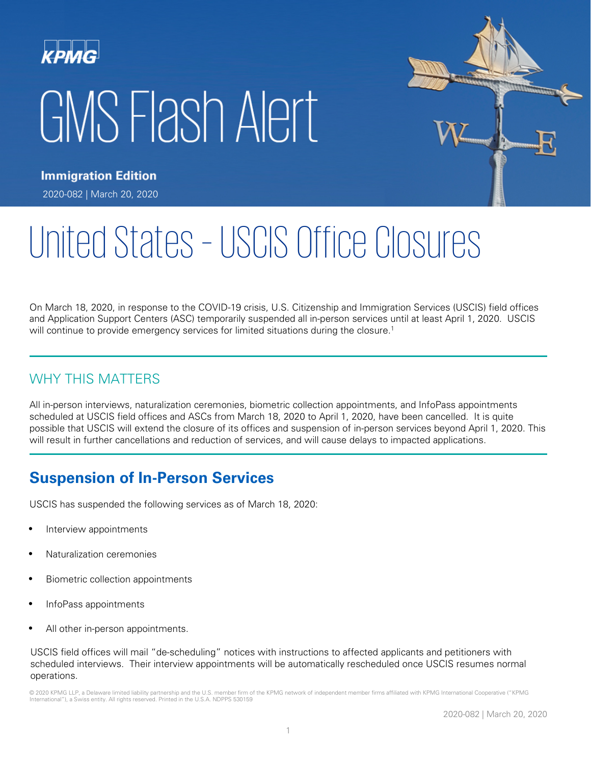KPMG

# GMS Flash Alert

**Immigration Edition**

2020-082 | March 20, 2020

# United States – USCIS Office Closures

On March 18, 2020, in response to the COVID-19 crisis, U.S. Citizenship and Immigration Services (USCIS) field offices and Application Support Centers (ASC) temporarily suspended all in-person services until at least April 1, 2020. USCIS will continue to provide emergency services for limited situations during the closure.[1]

## WHY THIS MATTERS

All in-person interviews, naturalization ceremonies, biometric collection appointments, and InfoPass appointments scheduled at USCIS field offices and ASCs from March 18, 2020 to April 1, 2020, have been cancelled. It is quite possible that USCIS will extend the closure of its offices and suspension of in-person services beyond April 1, 2020. This will result in further cancellations and reduction of services, and will cause delays to impacted applications.

## Suspension of In-Person Services

USCIS has suspended the following services as of March 18, 2020:

- Interview appointments
- Naturalization ceremonies
- Biometric collection appointments
- InfoPass appointments
- All other in-person appointments.

USCIS field offices will mail "de-scheduling" notices with instructions to affected applicants and petitioners with scheduled interviews. Their interview appointments will be automatically rescheduled once USCIS resumes normal operations.

© 2020 KPMG LLP, a Delaware limited liability partnership and the U.S. member firm of the KPMG network of independent member firms affiliated with KPMG International Cooperative ("KPMG International"), a Swiss entity. All rights reserved. Printed in the U.S.A. NDPPS 530159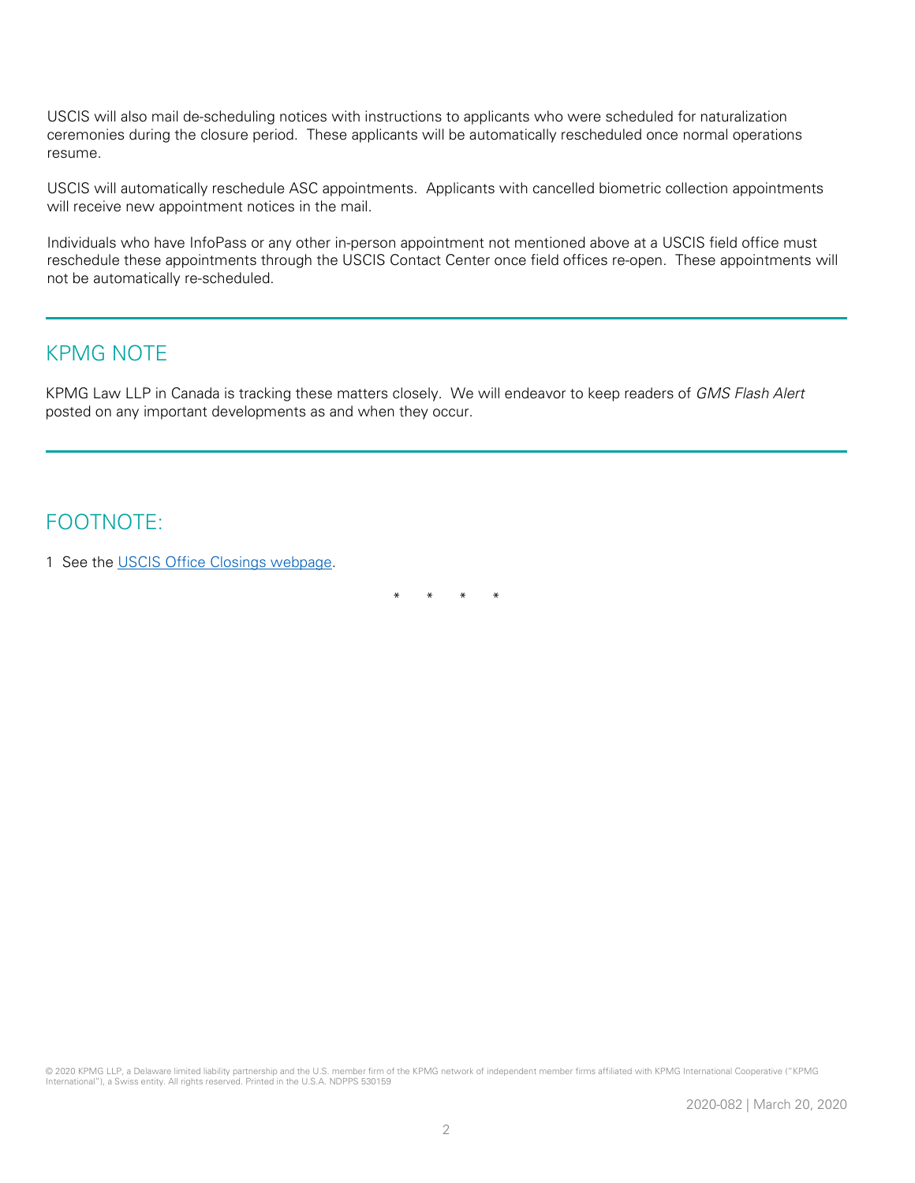USCIS will also mail de-scheduling notices with instructions to applicants who were scheduled for naturalization ceremonies during the closure period. These applicants will be automatically rescheduled once normal operations resume.

USCIS will automatically reschedule ASC appointments. Applicants with cancelled biometric collection appointments will receive new appointment notices in the mail.

Individuals who have InfoPass or any other in-person appointment not mentioned above at a USCIS field office must reschedule these appointments through the USCIS Contact Center once field offices re-open. These appointments will not be automatically re-scheduled.

## KPMG NOTE

KPMG Law LLP in Canada is tracking these matters closely. We will endeavor to keep readers of *GMS Flash Alert* posted on any important developments as and when they occur.

## FOOTNOTE:

1 See the USCIS Office Closings webpage.

\* \* \* \*

© 2020 KPMG LLP, a Delaware limited liability partnership and the U.S. member firm of the KPMG network of independent member firms affiliated with KPMG International Cooperative ("KPMG International"), a Swiss entity. All rights reserved. Printed in the U.S.A. NDPPS 530159

2020-082 | March 20, 2020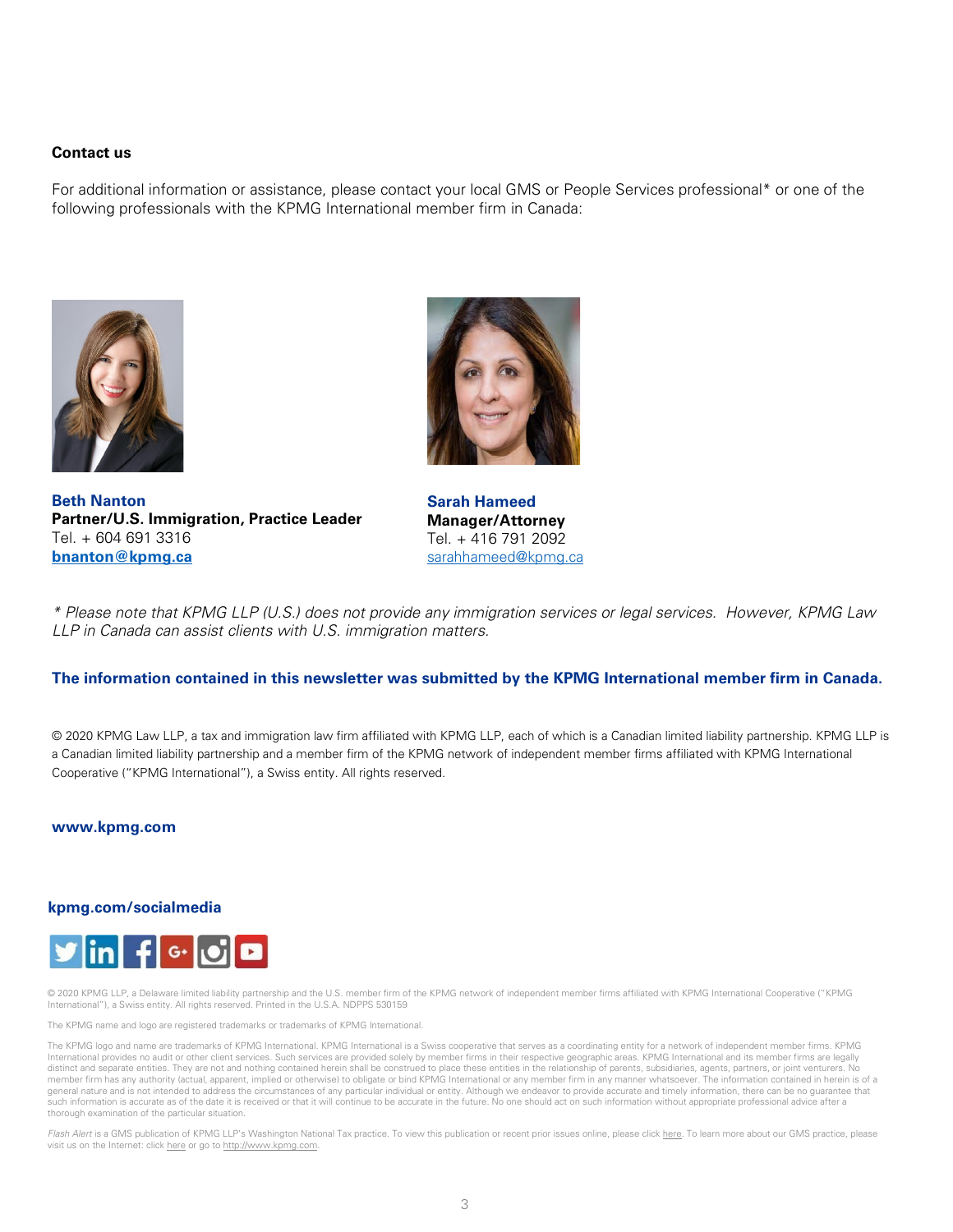**Contact us**

For additional information or assistance, please contact your local GMS or People Services professional* or one of the following professionals with the KPMG International member firm in Canada:

**Beth Nanton**
**Partner/U.S. Immigration, Practice Leader**
Tel. + 604 691 3316
**bnanton@kpmg.ca**

**Sarah Hameed**
**Manager/Attorney**
Tel. + 416 791 2092
sarahhameed@kpmg.ca

*\* Please note that KPMG LLP (U.S.) does not provide any immigration services or legal services. However, KPMG Law LLP in Canada can assist clients with U.S. immigration matters.*

**The information contained in this newsletter was submitted by the KPMG International member firm in Canada.**

© 2020 KPMG Law LLP, a tax and immigration law firm affiliated with KPMG LLP, each of which is a Canadian limited liability partnership. KPMG LLP is a Canadian limited liability partnership and a member firm of the KPMG network of independent member firms affiliated with KPMG International Cooperative ("KPMG International"), a Swiss entity. All rights reserved.

**www.kpmg.com**

**kpmg.com/socialmedia**

© 2020 KPMG LLP, a Delaware limited liability partnership and the U.S. member firm of the KPMG network of independent member firms affiliated with KPMG International Cooperative ("KPMG International"), a Swiss entity. All rights reserved. Printed in the U.S.A. NDPPS 530159

The KPMG name and logo are registered trademarks or trademarks of KPMG International.

The KPMG logo and name are trademarks of KPMG International. KPMG International is a Swiss cooperative that serves as a coordinating entity for a network of independent member firms. KPMG International provides no audit or other client services. Such services are provided solely by member firms in their respective geographic areas. KPMG International and its member firms are legally distinct and separate entities. They are not and nothing contained herein shall be construed to place these entities in the relationship of parents, subsidiaries, agents, partners, or joint venturers. No member firm has any authority (actual, apparent, implied or otherwise) to obligate or bind KPMG International or any member firm in any manner whatsoever. The information contained in herein is of a general nature and is not intended to address the circumstances of any particular individual or entity. Although we endeavor to provide accurate and timely information, there can be no guarantee that such information is accurate as of the date it is received or that it will continue to be accurate in the future. No one should act on such information without appropriate professional advice after a thorough examination of the particular situation.

*Flash Alert* is a GMS publication of KPMG LLP's Washington National Tax practice. To view this publication or recent prior issues online, please click here. To learn more about our GMS practice, please visit us on the Internet: click here or go to http://www.kpmg.com.